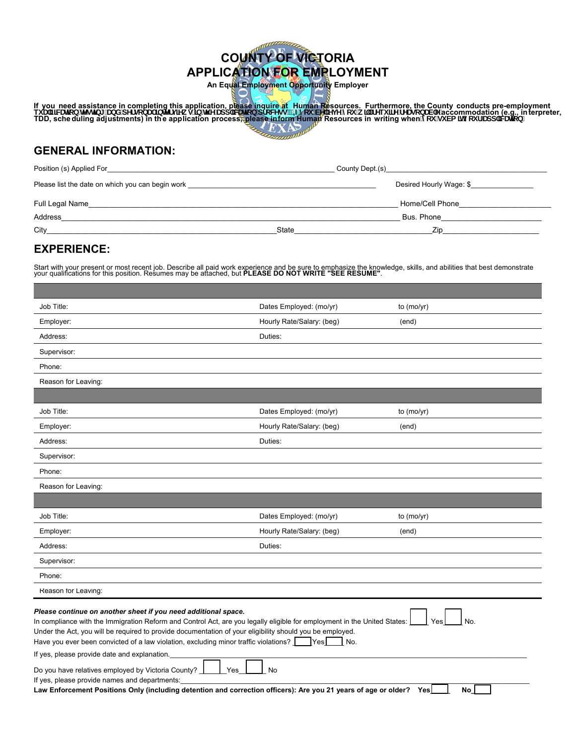# COUNTY OF VICTORIA
# APPLICATION FOR EMPLOYMENT

**An Equal Employment Opportunity Employer**

**If you need assistance in completing this application, please inquire at Human Resources. Furthermore, the County conducts pre-employment qualification testing and personal interview as part of the application process. If you believe you will require reasonable accommodation (e.g., interpreter, TDD, scheduling adjustments) in the application process, please inform Human Resources in writing when you submit your application.**

## GENERAL INFORMATION:

Position (s) Applied For\_\_\_\_\_\_\_\_\_\_\_\_\_\_\_\_\_\_\_\_\_\_\_\_\_\_\_\_\_\_ County Dept.(s)\_\_\_\_\_\_\_\_\_\_\_\_\_\_\_\_\_\_\_\_

Please list the date on which you can begin work \_\_\_\_\_\_\_\_\_\_\_\_\_\_\_\_\_\_\_\_\_\_\_\_\_\_ Desired Hourly Wage: $\_\_\_\_\_\_\_\_\_\_\_\_

Full Legal Name\_\_\_\_\_\_\_\_\_\_\_\_\_\_\_\_\_\_\_\_\_\_\_\_\_\_\_\_\_\_\_\_\_\_\_\_\_\_\_\_ Home/Cell Phone\_\_\_\_\_\_\_\_\_\_\_\_\_\_\_\_\_\_

Address\_\_\_\_\_\_\_\_\_\_\_\_\_\_\_\_\_\_\_\_\_\_\_\_\_\_\_\_\_\_\_\_\_\_\_\_\_\_\_\_\_\_\_\_\_\_ Bus. Phone\_\_\_\_\_\_\_\_\_\_\_\_\_\_\_\_\_\_\_\_

City\_\_\_\_\_\_\_\_\_\_\_\_\_\_\_\_\_\_\_\_\_\_\_\_\_\_\_\_\_\_ State\_\_\_\_\_\_\_\_\_\_\_\_\_\_\_\_\_\_\_\_ Zip\_\_\_\_\_\_\_\_\_\_\_\_\_\_\_\_\_\_

## EXPERIENCE:

Start with your present or most recent job. Describe all paid work experience and be sure to emphasize the knowledge, skills, and abilities that best demonstrate your qualifications for this position. Resumes may be attached, but **PLEASE DO NOT WRITE "SEE RESUME"**.

| | | |
|---|---|---|
| Job Title: | Dates Employed: (mo/yr) | to (mo/yr) |
| Employer: | Hourly Rate/Salary: (beg) | (end) |
| Address: | Duties: | |
| Supervisor: | | |
| Phone: | | |
| Reason for Leaving: | | |

| | | |
|---|---|---|
| Job Title: | Dates Employed: (mo/yr) | to (mo/yr) |
| Employer: | Hourly Rate/Salary: (beg) | (end) |
| Address: | Duties: | |
| Supervisor: | | |
| Phone: | | |
| Reason for Leaving: | | |

| | | |
|---|---|---|
| Job Title: | Dates Employed: (mo/yr) | to (mo/yr) |
| Employer: | Hourly Rate/Salary: (beg) | (end) |
| Address: | Duties: | |
| Supervisor: | | |
| Phone: | | |
| Reason for Leaving: | | |

***Please continue on another sheet if you need additional space.***

In compliance with the Immigration Reform and Control Act, are you legally eligible for employment in the United States: ☐ Yes ☐ No.

Under the Act, you will be required to provide documentation of your eligibility should you be employed.

Have you ever been convicted of a law violation, excluding minor traffic violations? ☐ Yes ☐ No.

If yes, please provide date and explanation.\_\_\_\_\_\_\_\_\_\_\_\_\_\_\_\_\_\_\_\_\_\_\_\_\_\_\_\_\_\_\_\_\_\_\_\_\_\_\_\_

Do you have relatives employed by Victoria County? ☐ Yes ☐ No

If yes, please provide names and departments:\_\_\_\_\_\_\_\_\_\_\_\_\_\_\_\_\_\_\_\_\_\_\_\_\_\_\_\_\_\_\_\_\_\_\_\_

**Law Enforcement Positions Only (including detention and correction officers): Are you 21 years of age or older? Yes ☐ No ☐**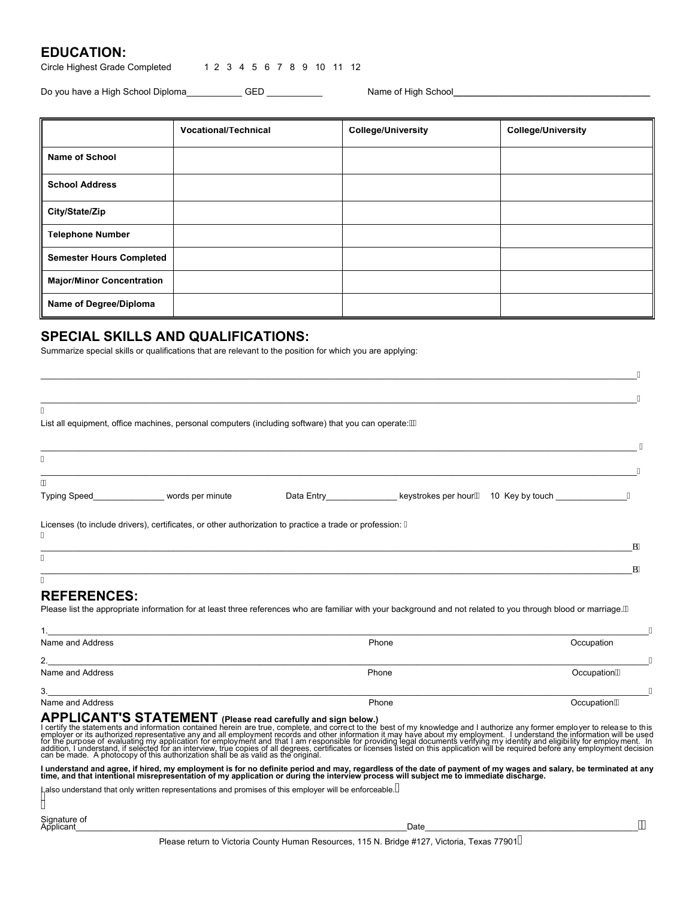## EDUCATION:

Circle Highest Grade Completed 1 2 3 4 5 6 7 8 9 10 11 12

Do you have a High School Diploma___________ GED ___________ Name of High School_______________________________________

| | Vocational/Technical | College/University | College/University |
|---|---|---|---|
| **Name of School** | | | |
| **School Address** | | | |
| **City/State/Zip** | | | |
| **Telephone Number** | | | |
| **Semester Hours Completed** | | | |
| **Major/Minor Concentration** | | | |
| **Name of Degree/Diploma** | | | |

## SPECIAL SKILLS AND QUALIFICATIONS:

Summarize special skills or qualifications that are relevant to the position for which you are applying:

_____________________________________________________________________________________________________________

_____________________________________________________________________________________________________________

List all equipment, office machines, personal computers (including software) that you can operate:

_____________________________________________________________________________________________________________

_____________________________________________________________________________________________________________

Typing Speed_______________ words per minute Data Entry_______________ keystrokes per hour 10 Key by touch _______________

Licenses (to include drivers), certificates, or other authorization to practice a trade or profession:

_____________________________________________________________________________________________________________

_____________________________________________________________________________________________________________

## REFERENCES:

Please list the appropriate information for at least three references who are familiar with your background and not related to you through blood or marriage.

1.___________________________________________________________________________________________________________

Name and Address Phone Occupation

2.___________________________________________________________________________________________________________

Name and Address Phone Occupation

3.___________________________________________________________________________________________________________

Name and Address Phone Occupation

## APPLICANT'S STATEMENT (Please read carefully and sign below.)

I certify the statements and information contained herein are true, complete, and correct to the best of my knowledge and I authorize any former employer to release to this employer or its authorized representative any and all employment records and other information it may have about my employment. I understand the information will be used for the purpose of evaluating my application for employment and that I am responsible for providing legal documents verifying my identity and eligibility for employment. In addition, I understand, if selected for an interview, true copies of all degrees, certificates or licenses listed on this application will be required before any employment decision can be made. A photocopy of this authorization shall be as valid as the original.

**I understand and agree, if hired, my employment is for no definite period and may, regardless of the date of payment of my wages and salary, be terminated at any time, and that intentional misrepresentation of my application or during the interview process will subject me to immediate discharge.**

I also understand that only written representations and promises of this employer will be enforceable.

Signature of Applicant_______________________________________________________________________Date_____________________________________________

Please return to Victoria County Human Resources, 115 N. Bridge #127, Victoria, Texas 77901